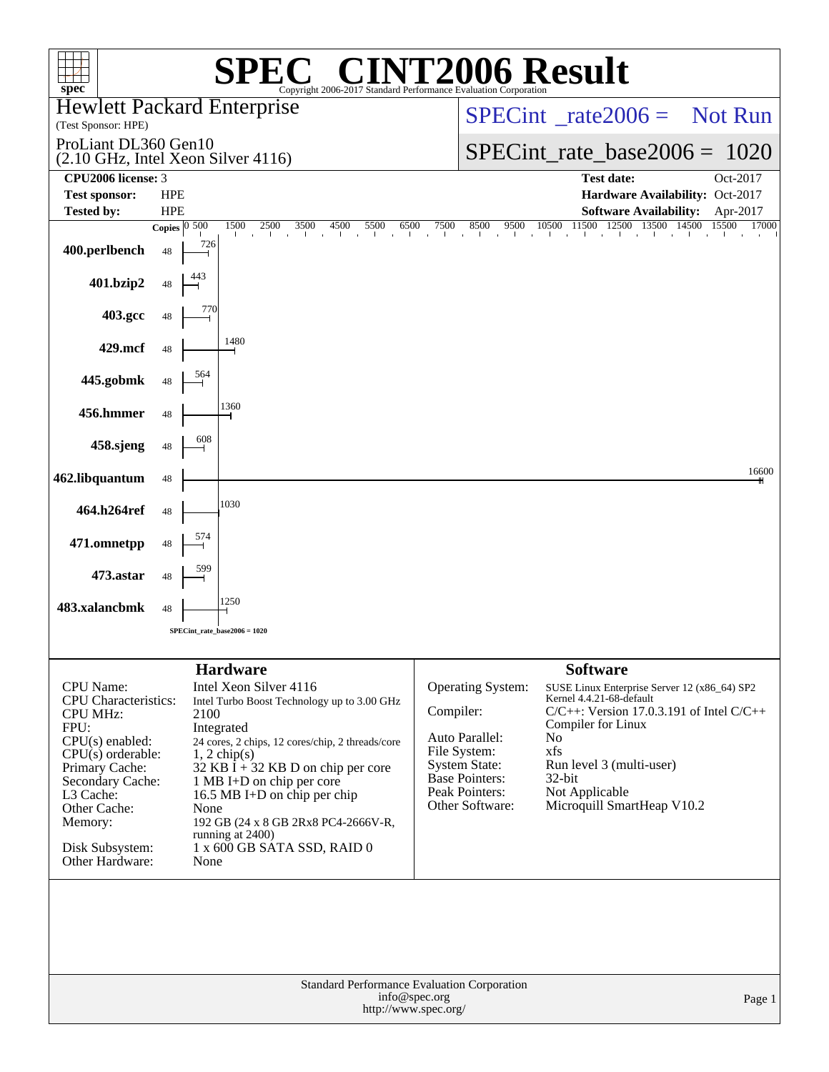# SPEC CINT2006 Result

Copyright 2006-2017 Standard Performance Evaluation Corporation

**Hewlett Packard Enterprise**
(Test Sponsor: HPE)

ProLiant DL360 Gen10
(2.10 GHz, Intel Xeon Silver 4116)

SPECint_rate2006 = Not Run

SPECint_rate_base2006 = 1020

| | | | |
|---|---|---|---|
| **CPU2006 license:** | 3 | **Test date:** | Oct-2017 |
| **Test sponsor:** | HPE | **Hardware Availability:** | Oct-2017 |
| **Tested by:** | HPE | **Software Availability:** | Apr-2017 |

| Benchmark | Copies | Base Ratio |
|---|---|---|
| 400.perlbench | 48 | 726 |
| 401.bzip2 | 48 | 443 |
| 403.gcc | 48 | 770 |
| 429.mcf | 48 | 1480 |
| 445.gobmk | 48 | 564 |
| 456.hmmer | 48 | 1360 |
| 458.sjeng | 48 | 608 |
| 462.libquantum | 48 | 16600 |
| 464.h264ref | 48 | 1030 |
| 471.omnetpp | 48 | 574 |
| 473.astar | 48 | 599 |
| 483.xalancbmk | 48 | 1250 |

SPECint_rate_base2006 = 1020

## Hardware

| | |
|---|---|
| CPU Name: | Intel Xeon Silver 4116 |
| CPU Characteristics: | Intel Turbo Boost Technology up to 3.00 GHz |
| CPU MHz: | 2100 |
| FPU: | Integrated |
| CPU(s) enabled: | 24 cores, 2 chips, 12 cores/chip, 2 threads/core |
| CPU(s) orderable: | 1, 2 chip(s) |
| Primary Cache: | 32 KB I + 32 KB D on chip per core |
| Secondary Cache: | 1 MB I+D on chip per core |
| L3 Cache: | 16.5 MB I+D on chip per chip |
| Other Cache: | None |
| Memory: | 192 GB (24 x 8 GB 2Rx8 PC4-2666V-R, running at 2400) |
| Disk Subsystem: | 1 x 600 GB SATA SSD, RAID 0 |
| Other Hardware: | None |

## Software

| | |
|---|---|
| Operating System: | SUSE Linux Enterprise Server 12 (x86_64) SP2 Kernel 4.4.21-68-default |
| Compiler: | C/C++: Version 17.0.3.191 of Intel C/C++ Compiler for Linux |
| Auto Parallel: | No |
| File System: | xfs |
| System State: | Run level 3 (multi-user) |
| Base Pointers: | 32-bit |
| Peak Pointers: | Not Applicable |
| Other Software: | Microquill SmartHeap V10.2 |

Standard Performance Evaluation Corporation
info@spec.org
http://www.spec.org/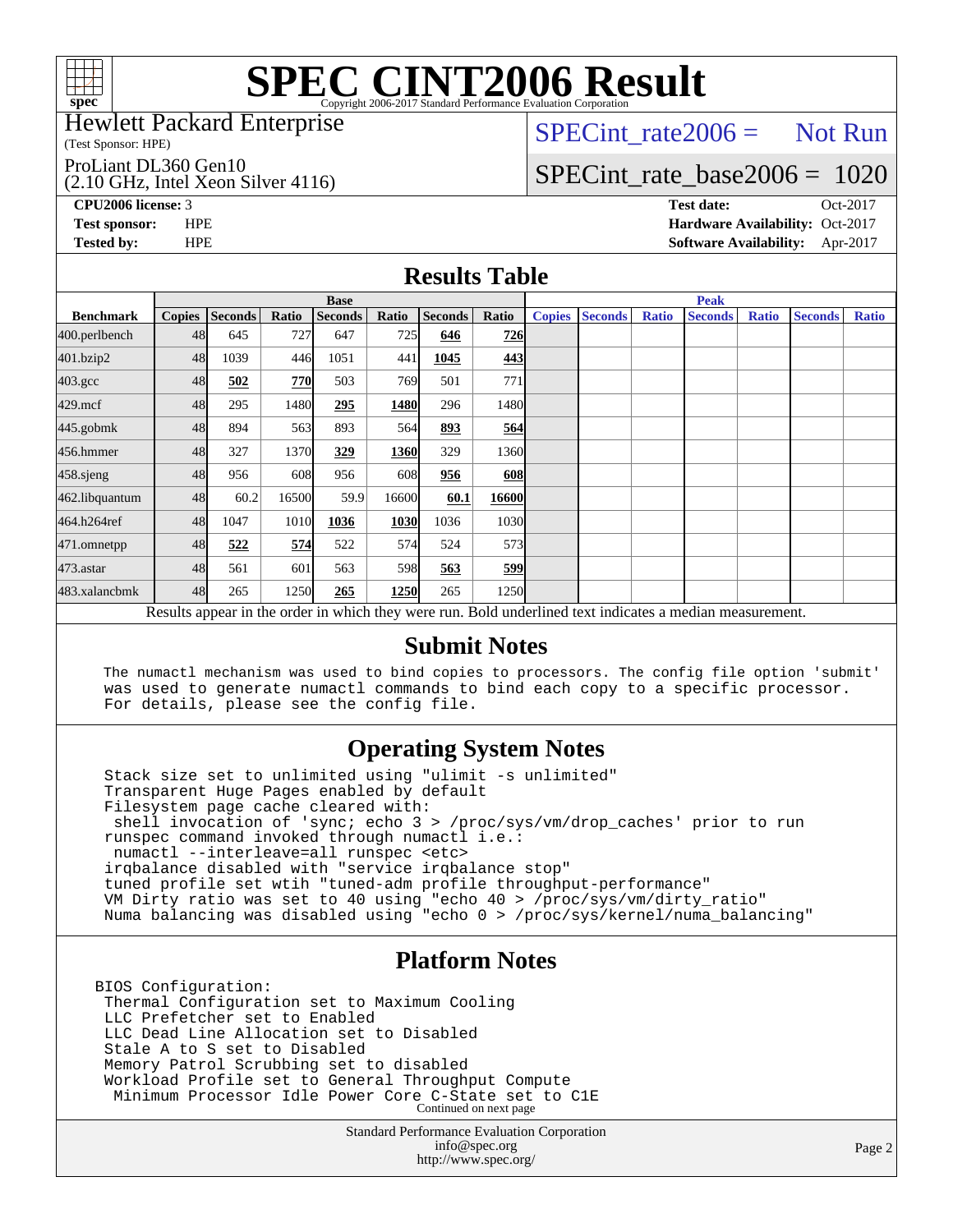# SPEC CINT2006 Result

Copyright 2006-2017 Standard Performance Evaluation Corporation

Hewlett Packard Enterprise
(Test Sponsor: HPE)

ProLiant DL360 Gen10
(2.10 GHz, Intel Xeon Silver 4116)

SPECint_rate2006 = Not Run

SPECint_rate_base2006 = 1020

**CPU2006 license:** 3
**Test sponsor:** HPE
**Tested by:** HPE

**Test date:** Oct-2017
**Hardware Availability:** Oct-2017
**Software Availability:** Apr-2017

## Results Table

| Benchmark | Base | | | | | | | Peak | | | | | | |
|---|---|---|---|---|---|---|---|---|---|---|---|---|---|---|
| | Copies | Seconds | Ratio | Seconds | Ratio | Seconds | Ratio | Copies | Seconds | Ratio | Seconds | Ratio | Seconds | Ratio |
| 400.perlbench | 48 | 645 | 727 | 647 | 725 | **646** | **726** | | | | | | | |
| 401.bzip2 | 48 | 1039 | 446 | 1051 | 441 | **1045** | **443** | | | | | | | |
| 403.gcc | 48 | **502** | **770** | 503 | 769 | 501 | 771 | | | | | | | |
| 429.mcf | 48 | 295 | 1480 | **295** | **1480** | 296 | 1480 | | | | | | | |
| 445.gobmk | 48 | 894 | 563 | 893 | 564 | **893** | **564** | | | | | | | |
| 456.hmmer | 48 | 327 | 1370 | **329** | **1360** | 329 | 1360 | | | | | | | |
| 458.sjeng | 48 | 956 | 608 | 956 | 608 | **956** | **608** | | | | | | | |
| 462.libquantum | 48 | 60.2 | 16500 | 59.9 | 16600 | **60.1** | **16600** | | | | | | | |
| 464.h264ref | 48 | 1047 | 1010 | **1036** | **1030** | 1036 | 1030 | | | | | | | |
| 471.omnetpp | 48 | **522** | **574** | 522 | 574 | 524 | 573 | | | | | | | |
| 473.astar | 48 | 561 | 601 | 563 | 598 | **563** | **599** | | | | | | | |
| 483.xalancbmk | 48 | 265 | 1250 | **265** | **1250** | 265 | 1250 | | | | | | | |

Results appear in the order in which they were run. Bold underlined text indicates a median measurement.

## Submit Notes

```
The numactl mechanism was used to bind copies to processors. The config file option 'submit'
was used to generate numactl commands to bind each copy to a specific processor.
For details, please see the config file.
```

## Operating System Notes

```
Stack size set to unlimited using "ulimit -s unlimited"
Transparent Huge Pages enabled by default
Filesystem page cache cleared with:
 shell invocation of 'sync; echo 3 > /proc/sys/vm/drop_caches' prior to run
runspec command invoked through numactl i.e.:
 numactl --interleave=all runspec <etc>
irqbalance disabled with "service irqbalance stop"
tuned profile set wtih "tuned-adm profile throughput-performance"
VM Dirty ratio was set to 40 using "echo 40 > /proc/sys/vm/dirty_ratio"
Numa balancing was disabled using "echo 0 > /proc/sys/kernel/numa_balancing"
```

## Platform Notes

```
BIOS Configuration:
 Thermal Configuration set to Maximum Cooling
 LLC Prefetcher set to Enabled
 LLC Dead Line Allocation set to Disabled
 Stale A to S set to Disabled
 Memory Patrol Scrubbing set to disabled
 Workload Profile set to General Throughput Compute
  Minimum Processor Idle Power Core C-State set to C1E
```

Continued on next page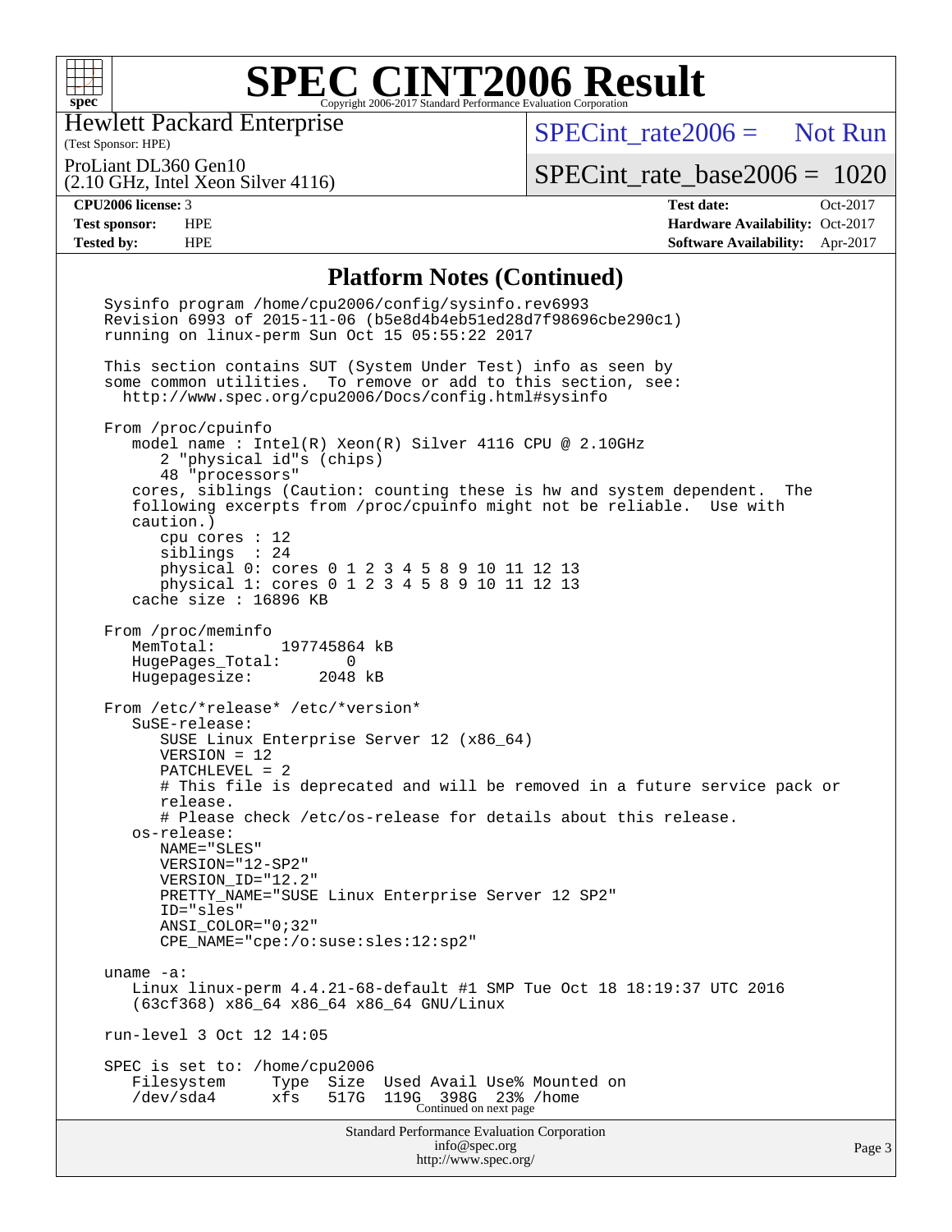# SPEC CINT2006 Result

Copyright 2006-2017 Standard Performance Evaluation Corporation

Hewlett Packard Enterprise
(Test Sponsor: HPE)

ProLiant DL360 Gen10
(2.10 GHz, Intel Xeon Silver 4116)

SPECint_rate2006 = Not Run

SPECint_rate_base2006 = 1020

**CPU2006 license:** 3
**Test sponsor:** HPE
**Tested by:** HPE

**Test date:** Oct-2017
**Hardware Availability:** Oct-2017
**Software Availability:** Apr-2017

## Platform Notes (Continued)

```
Sysinfo program /home/cpu2006/config/sysinfo.rev6993
Revision 6993 of 2015-11-06 (b5e8d4b4eb51ed28d7f98696cbe290c1)
running on linux-perm Sun Oct 15 05:55:22 2017

This section contains SUT (System Under Test) info as seen by
some common utilities.  To remove or add to this section, see:
  http://www.spec.org/cpu2006/Docs/config.html#sysinfo

From /proc/cpuinfo
   model name : Intel(R) Xeon(R) Silver 4116 CPU @ 2.10GHz
      2 "physical id"s (chips)
      48 "processors"
   cores, siblings (Caution: counting these is hw and system dependent.  The
   following excerpts from /proc/cpuinfo might not be reliable.  Use with
   caution.)
      cpu cores : 12
      siblings  : 24
      physical 0: cores 0 1 2 3 4 5 8 9 10 11 12 13
      physical 1: cores 0 1 2 3 4 5 8 9 10 11 12 13
   cache size : 16896 KB

From /proc/meminfo
   MemTotal:       197745864 kB
   HugePages_Total:       0
   Hugepagesize:       2048 kB

From /etc/*release* /etc/*version*
   SuSE-release:
      SUSE Linux Enterprise Server 12 (x86_64)
      VERSION = 12
      PATCHLEVEL = 2
      # This file is deprecated and will be removed in a future service pack or
      release.
      # Please check /etc/os-release for details about this release.
   os-release:
      NAME="SLES"
      VERSION="12-SP2"
      VERSION_ID="12.2"
      PRETTY_NAME="SUSE Linux Enterprise Server 12 SP2"
      ID="sles"
      ANSI_COLOR="0;32"
      CPE_NAME="cpe:/o:suse:sles:12:sp2"

uname -a:
   Linux linux-perm 4.4.21-68-default #1 SMP Tue Oct 18 18:19:37 UTC 2016
   (63cf368) x86_64 x86_64 x86_64 GNU/Linux

run-level 3 Oct 12 14:05

SPEC is set to: /home/cpu2006
   Filesystem     Type  Size  Used Avail Use% Mounted on
   /dev/sda4      xfs   517G  119G  398G  23% /home
```

Continued on next page

Standard Performance Evaluation Corporation
info@spec.org
http://www.spec.org/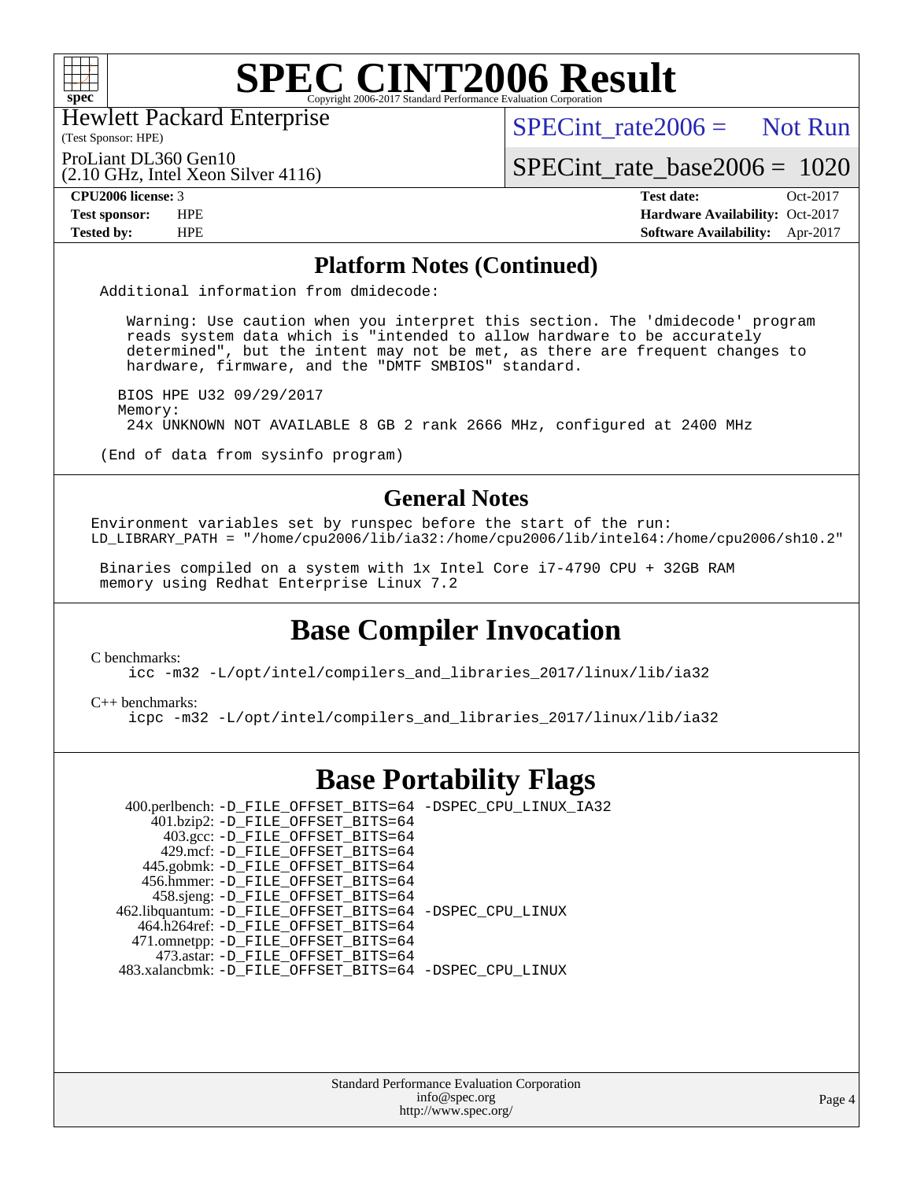# SPEC CINT2006 Result

Hewlett Packard Enterprise
(Test Sponsor: HPE)

ProLiant DL360 Gen10
(2.10 GHz, Intel Xeon Silver 4116)

SPECint_rate2006 = Not Run

SPECint_rate_base2006 = 1020

| | | | |
|---|---|---|---|
| **CPU2006 license:** 3 | | **Test date:** | Oct-2017 |
| **Test sponsor:** | HPE | **Hardware Availability:** | Oct-2017 |
| **Tested by:** | HPE | **Software Availability:** | Apr-2017 |

## Platform Notes (Continued)

```
Additional information from dmidecode:

   Warning: Use caution when you interpret this section. The 'dmidecode' program
   reads system data which is "intended to allow hardware to be accurately
   determined", but the intent may not be met, as there are frequent changes to
   hardware, firmware, and the "DMTF SMBIOS" standard.

  BIOS HPE U32 09/29/2017
  Memory:
   24x UNKNOWN NOT AVAILABLE 8 GB 2 rank 2666 MHz, configured at 2400 MHz

 (End of data from sysinfo program)
```

## General Notes

```
Environment variables set by runspec before the start of the run:
LD_LIBRARY_PATH = "/home/cpu2006/lib/ia32:/home/cpu2006/lib/intel64:/home/cpu2006/sh10.2"

 Binaries compiled on a system with 1x Intel Core i7-4790 CPU + 32GB RAM
 memory using Redhat Enterprise Linux 7.2
```

## Base Compiler Invocation

C benchmarks:
```
icc -m32 -L/opt/intel/compilers_and_libraries_2017/linux/lib/ia32
```

C++ benchmarks:
```
icpc -m32 -L/opt/intel/compilers_and_libraries_2017/linux/lib/ia32
```

## Base Portability Flags

| | |
|---|---|
| 400.perlbench: | -D_FILE_OFFSET_BITS=64 -DSPEC_CPU_LINUX_IA32 |
| 401.bzip2: | -D_FILE_OFFSET_BITS=64 |
| 403.gcc: | -D_FILE_OFFSET_BITS=64 |
| 429.mcf: | -D_FILE_OFFSET_BITS=64 |
| 445.gobmk: | -D_FILE_OFFSET_BITS=64 |
| 456.hmmer: | -D_FILE_OFFSET_BITS=64 |
| 458.sjeng: | -D_FILE_OFFSET_BITS=64 |
| 462.libquantum: | -D_FILE_OFFSET_BITS=64 -DSPEC_CPU_LINUX |
| 464.h264ref: | -D_FILE_OFFSET_BITS=64 |
| 471.omnetpp: | -D_FILE_OFFSET_BITS=64 |
| 473.astar: | -D_FILE_OFFSET_BITS=64 |
| 483.xalancbmk: | -D_FILE_OFFSET_BITS=64 -DSPEC_CPU_LINUX |

Standard Performance Evaluation Corporation
info@spec.org
http://www.spec.org/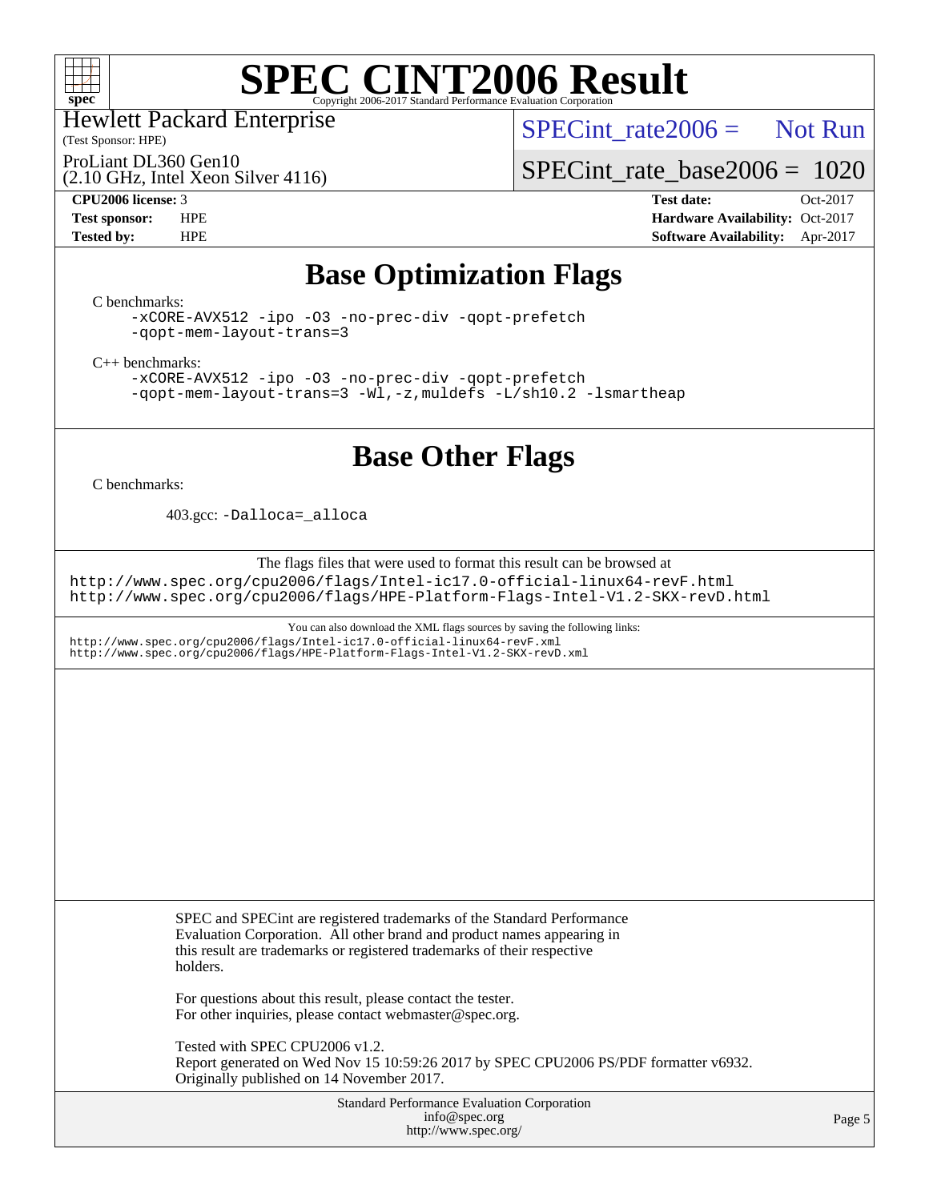# SPEC CINT2006 Result

Copyright 2006-2017 Standard Performance Evaluation Corporation

Hewlett Packard Enterprise
(Test Sponsor: HPE)

ProLiant DL360 Gen10
(2.10 GHz, Intel Xeon Silver 4116)

SPECint_rate2006 = Not Run

SPECint_rate_base2006 = 1020

| | | | |
|---|---|---|---|
| **CPU2006 license:** | 3 | **Test date:** | Oct-2017 |
| **Test sponsor:** | HPE | **Hardware Availability:** | Oct-2017 |
| **Tested by:** | HPE | **Software Availability:** | Apr-2017 |

## Base Optimization Flags

C benchmarks:

```
-xCORE-AVX512 -ipo -O3 -no-prec-div -qopt-prefetch
-qopt-mem-layout-trans=3
```

C++ benchmarks:

```
-xCORE-AVX512 -ipo -O3 -no-prec-div -qopt-prefetch
-qopt-mem-layout-trans=3 -Wl,-z,muldefs -L/sh10.2 -lsmartheap
```

## Base Other Flags

C benchmarks:

403.gcc: `-Dalloca=_alloca`

The flags files that were used to format this result can be browsed at
http://www.spec.org/cpu2006/flags/Intel-ic17.0-official-linux64-revF.html
http://www.spec.org/cpu2006/flags/HPE-Platform-Flags-Intel-V1.2-SKX-revD.html

You can also download the XML flags sources by saving the following links:
http://www.spec.org/cpu2006/flags/Intel-ic17.0-official-linux64-revF.xml
http://www.spec.org/cpu2006/flags/HPE-Platform-Flags-Intel-V1.2-SKX-revD.xml

SPEC and SPECint are registered trademarks of the Standard Performance Evaluation Corporation. All other brand and product names appearing in this result are trademarks or registered trademarks of their respective holders.

For questions about this result, please contact the tester.
For other inquiries, please contact webmaster@spec.org.

Tested with SPEC CPU2006 v1.2.
Report generated on Wed Nov 15 10:59:26 2017 by SPEC CPU2006 PS/PDF formatter v6932.
Originally published on 14 November 2017.

Standard Performance Evaluation Corporation
info@spec.org
http://www.spec.org/